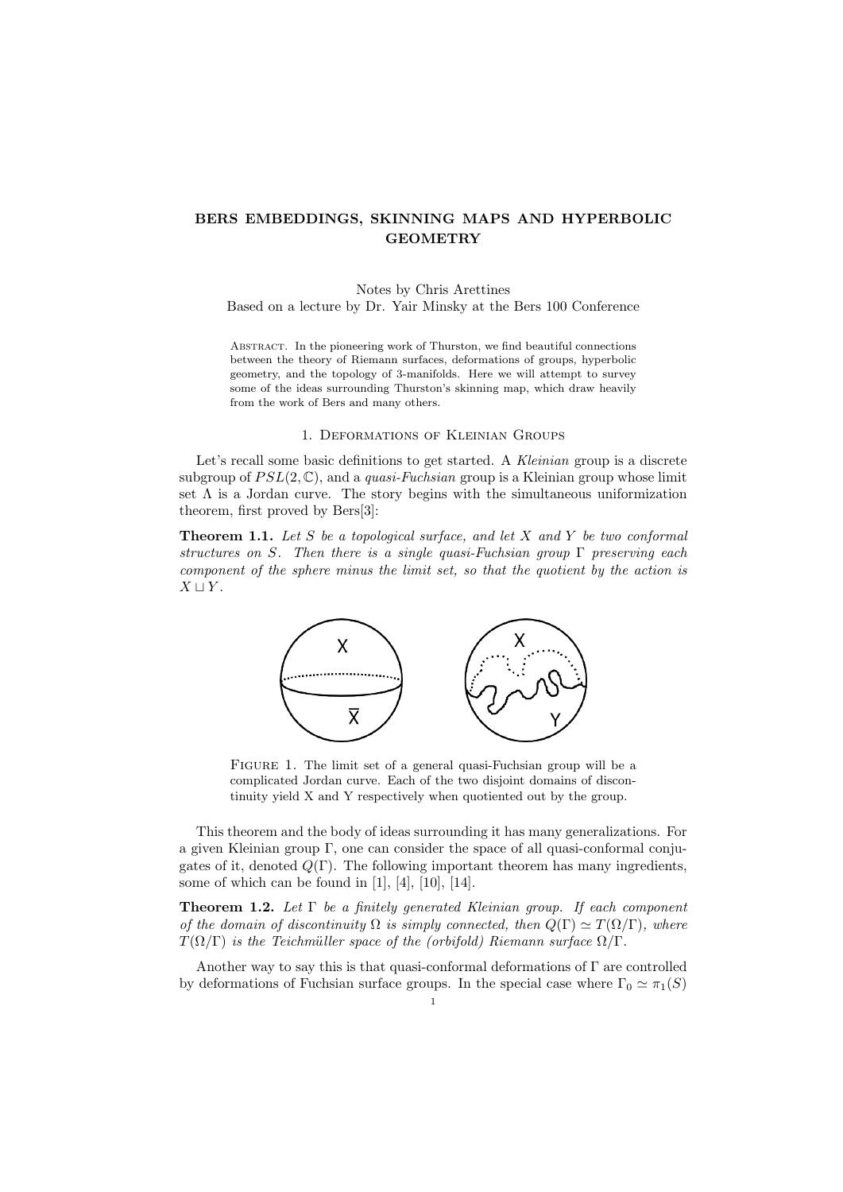# BERS EMBEDDINGS, SKINNING MAPS AND HYPERBOLIC GEOMETRY

Notes by Chris Arettines
Based on a lecture by Dr. Yair Minsky at the Bers 100 Conference

Abstract. In the pioneering work of Thurston, we find beautiful connections between the theory of Riemann surfaces, deformations of groups, hyperbolic geometry, and the topology of 3-manifolds. Here we will attempt to survey some of the ideas surrounding Thurston's skinning map, which draw heavily from the work of Bers and many others.

## 1. Deformations of Kleinian Groups

Let's recall some basic definitions to get started. A *Kleinian* group is a discrete subgroup of $PSL(2, \mathbb{C})$, and a *quasi-Fuchsian* group is a Kleinian group whose limit set $\Lambda$ is a Jordan curve. The story begins with the simultaneous uniformization theorem, first proved by Bers[3]:

**Theorem 1.1.** *Let $S$ be a topological surface, and let $X$ and $Y$ be two conformal structures on $S$. Then there is a single quasi-Fuchsian group $\Gamma$ preserving each component of the sphere minus the limit set, so that the quotient by the action is $X \sqcup Y$.*

Figure 1. The limit set of a general quasi-Fuchsian group will be a complicated Jordan curve. Each of the two disjoint domains of discontinuity yield X and Y respectively when quotiented out by the group.

This theorem and the body of ideas surrounding it has many generalizations. For a given Kleinian group $\Gamma$, one can consider the space of all quasi-conformal conjugates of it, denoted $Q(\Gamma)$. The following important theorem has many ingredients, some of which can be found in [1], [4], [10], [14].

**Theorem 1.2.** *Let $\Gamma$ be a finitely generated Kleinian group. If each component of the domain of discontinuity $\Omega$ is simply connected, then $Q(\Gamma) \simeq T(\Omega/\Gamma)$, where $T(\Omega/\Gamma)$ is the Teichmüller space of the (orbifold) Riemann surface $\Omega/\Gamma$.*

Another way to say this is that quasi-conformal deformations of $\Gamma$ are controlled by deformations of Fuchsian surface groups. In the special case where $\Gamma_0 \simeq \pi_1(S)$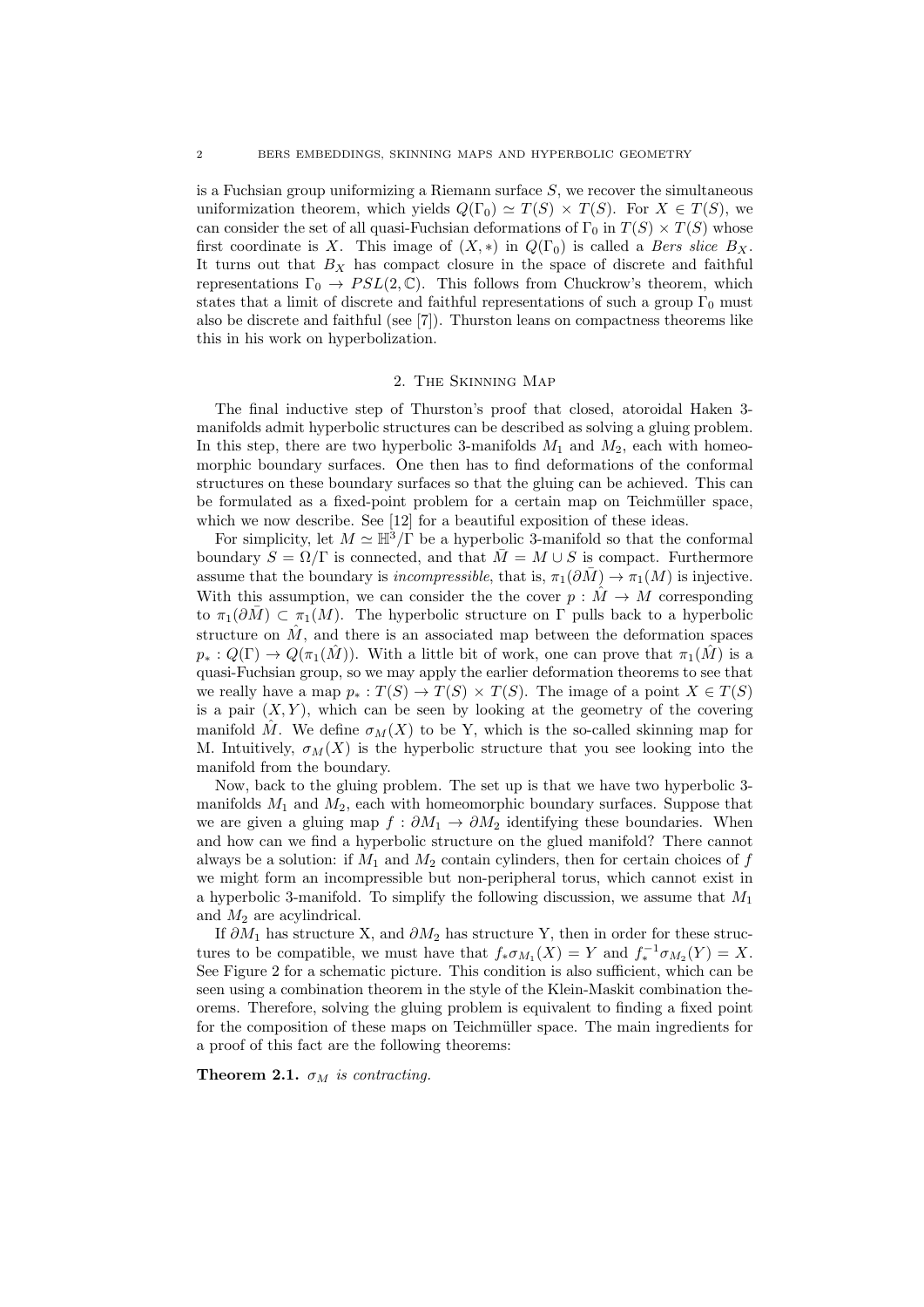is a Fuchsian group uniformizing a Riemann surface $S$, we recover the simultaneous uniformization theorem, which yields $Q(\Gamma_0) \simeq T(S) \times T(S)$. For $X \in T(S)$, we can consider the set of all quasi-Fuchsian deformations of $\Gamma_0$ in $T(S) \times T(S)$ whose first coordinate is $X$. This image of $(X, *)$ in $Q(\Gamma_0)$ is called a *Bers slice* $B_X$. It turns out that $B_X$ has compact closure in the space of discrete and faithful representations $\Gamma_0 \to PSL(2, \mathbb{C})$. This follows from Chuckrow's theorem, which states that a limit of discrete and faithful representations of such a group $\Gamma_0$ must also be discrete and faithful (see [7]). Thurston leans on compactness theorems like this in his work on hyperbolization.

## 2. The Skinning Map

The final inductive step of Thurston's proof that closed, atoroidal Haken 3-manifolds admit hyperbolic structures can be described as solving a gluing problem. In this step, there are two hyperbolic 3-manifolds $M_1$ and $M_2$, each with homeomorphic boundary surfaces. One then has to find deformations of the conformal structures on these boundary surfaces so that the gluing can be achieved. This can be formulated as a fixed-point problem for a certain map on Teichmüller space, which we now describe. See [12] for a beautiful exposition of these ideas.

For simplicity, let $M \simeq \mathbb{H}^3/\Gamma$ be a hyperbolic 3-manifold so that the conformal boundary $S = \Omega/\Gamma$ is connected, and that $\bar{M} = M \cup S$ is compact. Furthermore assume that the boundary is *incompressible*, that is, $\pi_1(\partial\bar{M}) \to \pi_1(M)$ is injective. With this assumption, we can consider the the cover $p : \hat{M} \to M$ corresponding to $\pi_1(\partial\bar{M}) \subset \pi_1(M)$. The hyperbolic structure on $\Gamma$ pulls back to a hyperbolic structure on $\hat{M}$, and there is an associated map between the deformation spaces $p_* : Q(\Gamma) \to Q(\pi_1(\hat{M}))$. With a little bit of work, one can prove that $\pi_1(\hat{M})$ is a quasi-Fuchsian group, so we may apply the earlier deformation theorems to see that we really have a map $p_* : T(S) \to T(S) \times T(S)$. The image of a point $X \in T(S)$ is a pair $(X, Y)$, which can be seen by looking at the geometry of the covering manifold $\hat{M}$. We define $\sigma_M(X)$ to be Y, which is the so-called skinning map for M. Intuitively, $\sigma_M(X)$ is the hyperbolic structure that you see looking into the manifold from the boundary.

Now, back to the gluing problem. The set up is that we have two hyperbolic 3-manifolds $M_1$ and $M_2$, each with homeomorphic boundary surfaces. Suppose that we are given a gluing map $f : \partial M_1 \to \partial M_2$ identifying these boundaries. When and how can we find a hyperbolic structure on the glued manifold? There cannot always be a solution: if $M_1$ and $M_2$ contain cylinders, then for certain choices of $f$ we might form an incompressible but non-peripheral torus, which cannot exist in a hyperbolic 3-manifold. To simplify the following discussion, we assume that $M_1$ and $M_2$ are acylindrical.

If $\partial M_1$ has structure X, and $\partial M_2$ has structure Y, then in order for these structures to be compatible, we must have that $f_*\sigma_{M_1}(X) = Y$ and $f_*^{-1}\sigma_{M_2}(Y) = X$. See Figure 2 for a schematic picture. This condition is also sufficient, which can be seen using a combination theorem in the style of the Klein-Maskit combination theorems. Therefore, solving the gluing problem is equivalent to finding a fixed point for the composition of these maps on Teichmüller space. The main ingredients for a proof of this fact are the following theorems:

**Theorem 2.1.** *$\sigma_M$ is contracting.*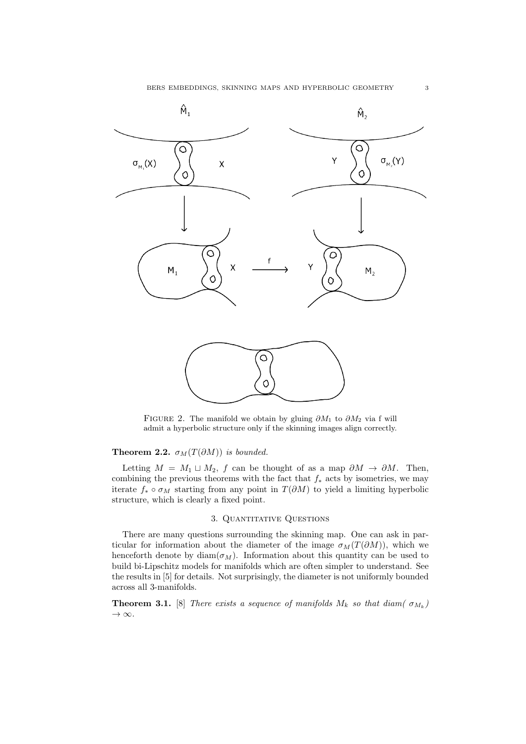FIGURE 2. The manifold we obtain by gluing $\partial M_1$ to $\partial M_2$ via f will admit a hyperbolic structure only if the skinning images align correctly.

**Theorem 2.2.** *$\sigma_M(T(\partial M))$ is bounded.*

Letting $M = M_1 \sqcup M_2$, $f$ can be thought of as a map $\partial M \to \partial M$. Then, combining the previous theorems with the fact that $f_*$ acts by isometries, we may iterate $f_* \circ \sigma_M$ starting from any point in $T(\partial M)$ to yield a limiting hyperbolic structure, which is clearly a fixed point.

## 3. Quantitative Questions

There are many questions surrounding the skinning map. One can ask in particular for information about the diameter of the image $\sigma_M(T(\partial M))$, which we henceforth denote by $\operatorname{diam}(\sigma_M)$. Information about this quantity can be used to build bi-Lipschitz models for manifolds which are often simpler to understand. See the results in [5] for details. Not surprisingly, the diameter is not uniformly bounded across all 3-manifolds.

**Theorem 3.1.** [8] *There exists a sequence of manifolds $M_k$ so that diam( $\sigma_{M_k}$) $\to \infty$.*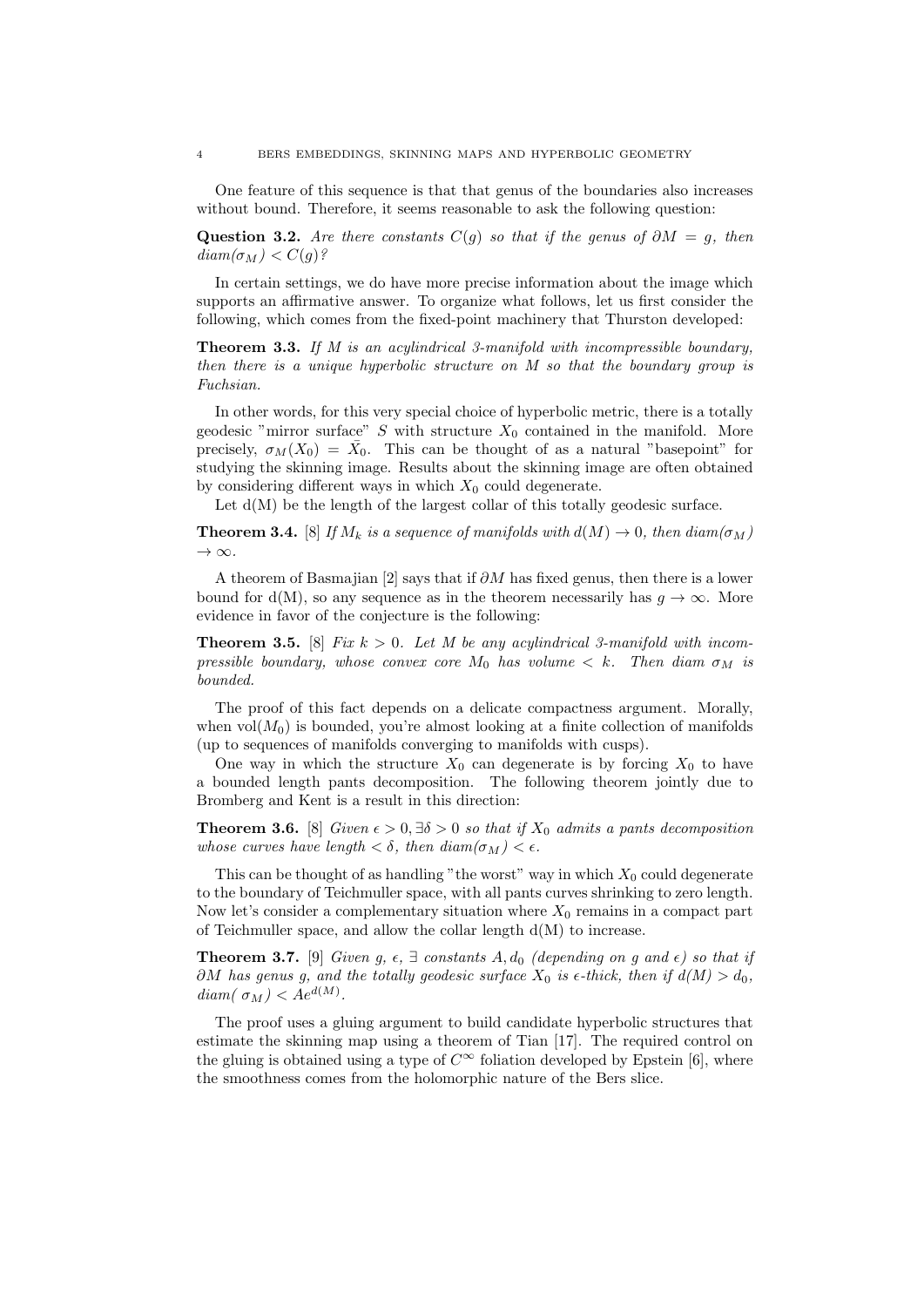One feature of this sequence is that that genus of the boundaries also increases without bound. Therefore, it seems reasonable to ask the following question:

**Question 3.2.** *Are there constants $C(g)$ so that if the genus of $\partial M = g$, then $diam(\sigma_M) < C(g)$?*

In certain settings, we do have more precise information about the image which supports an affirmative answer. To organize what follows, let us first consider the following, which comes from the fixed-point machinery that Thurston developed:

**Theorem 3.3.** *If $M$ is an acylindrical 3-manifold with incompressible boundary, then there is a unique hyperbolic structure on $M$ so that the boundary group is Fuchsian.*

In other words, for this very special choice of hyperbolic metric, there is a totally geodesic "mirror surface" $S$ with structure $X_0$ contained in the manifold. More precisely, $\sigma_M(X_0) = \bar{X}_0$. This can be thought of as a natural "basepoint" for studying the skinning image. Results about the skinning image are often obtained by considering different ways in which $X_0$ could degenerate.

Let d(M) be the length of the largest collar of this totally geodesic surface.

**Theorem 3.4.** [8] *If $M_k$ is a sequence of manifolds with $d(M) \to 0$, then $diam(\sigma_M) \to \infty$.*

A theorem of Basmajian [2] says that if $\partial M$ has fixed genus, then there is a lower bound for d(M), so any sequence as in the theorem necessarily has $g \to \infty$. More evidence in favor of the conjecture is the following:

**Theorem 3.5.** [8] *Fix $k > 0$. Let $M$ be any acylindrical 3-manifold with incompressible boundary, whose convex core $M_0$ has volume $< k$. Then diam $\sigma_M$ is bounded.*

The proof of this fact depends on a delicate compactness argument. Morally, when $\text{vol}(M_0)$ is bounded, you're almost looking at a finite collection of manifolds (up to sequences of manifolds converging to manifolds with cusps).

One way in which the structure $X_0$ can degenerate is by forcing $X_0$ to have a bounded length pants decomposition. The following theorem jointly due to Bromberg and Kent is a result in this direction:

**Theorem 3.6.** [8] *Given $\epsilon > 0, \exists \delta > 0$ so that if $X_0$ admits a pants decomposition whose curves have length $< \delta$, then $diam(\sigma_M) < \epsilon$.*

This can be thought of as handling "the worst" way in which $X_0$ could degenerate to the boundary of Teichmuller space, with all pants curves shrinking to zero length. Now let's consider a complementary situation where $X_0$ remains in a compact part of Teichmuller space, and allow the collar length d(M) to increase.

**Theorem 3.7.** [9] *Given $g$, $\epsilon$, $\exists$ constants $A, d_0$ (depending on $g$ and $\epsilon$) so that if $\partial M$ has genus $g$, and the totally geodesic surface $X_0$ is $\epsilon$-thick, then if $d(M) > d_0$, $diam(\sigma_M) < Ae^{d(M)}$.*

The proof uses a gluing argument to build candidate hyperbolic structures that estimate the skinning map using a theorem of Tian [17]. The required control on the gluing is obtained using a type of $C^\infty$ foliation developed by Epstein [6], where the smoothness comes from the holomorphic nature of the Bers slice.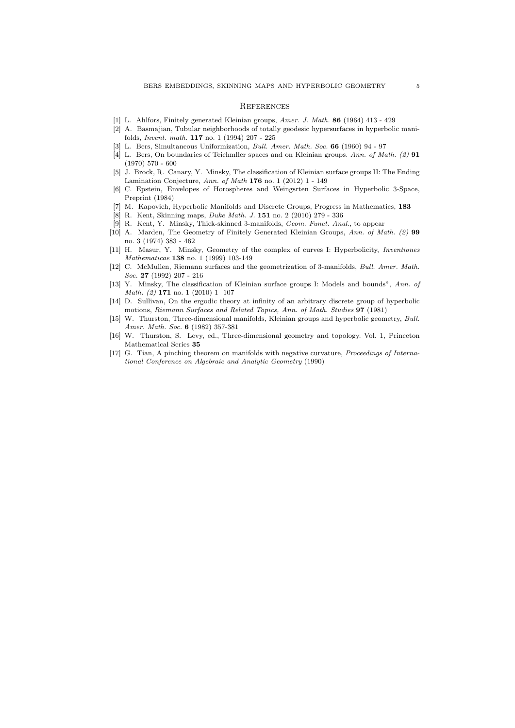## References

[1] L. Ahlfors, Finitely generated Kleinian groups, *Amer. J. Math.* **86** (1964) 413 - 429

[2] A. Basmajian, Tubular neighborhoods of totally geodesic hypersurfaces in hyperbolic manifolds, *Invent. math.* **117** no. 1 (1994) 207 - 225

[3] L. Bers, Simultaneous Uniformization, *Bull. Amer. Math. Soc.* **66** (1960) 94 - 97

[4] L. Bers, On boundaries of Teichmller spaces and on Kleinian groups. *Ann. of Math. (2)* **91** (1970) 570 - 600

[5] J. Brock, R. Canary, Y. Minsky, The classification of Kleinian surface groups II: The Ending Lamination Conjecture, *Ann. of Math* **176** no. 1 (2012) 1 - 149

[6] C. Epstein, Envelopes of Horospheres and Weingsrten Surfaces in Hyperbolic 3-Space, Preprint (1984)

[7] M. Kapovich, Hyperbolic Manifolds and Discrete Groups, Progress in Mathematics, **183**

[8] R. Kent, Skinning maps, *Duke Math. J.* **151** no. 2 (2010) 279 - 336

[9] R. Kent, Y. Minsky, Thick-skinned 3-manifolds, *Geom. Funct. Anal.*, to appear

[10] A. Marden, The Geometry of Finitely Generated Kleinian Groups, *Ann. of Math. (2)* **99** no. 3 (1974) 383 - 462

[11] H. Masur, Y. Minsky, Geometry of the complex of curves I: Hyperbolicity, *Inventiones Mathematicae* **138** no. 1 (1999) 103-149

[12] C. McMullen, Riemann surfaces and the geometrization of 3-manifolds, *Bull. Amer. Math. Soc.* **27** (1992) 207 - 216

[13] Y. Minsky, The classification of Kleinian surface groups I: Models and bounds", *Ann. of Math. (2)* **171** no. 1 (2010) 1 107

[14] D. Sullivan, On the ergodic theory at infinity of an arbitrary discrete group of hyperbolic motions, *Riemann Surfaces and Related Topics, Ann. of Math. Studies* **97** (1981)

[15] W. Thurston, Three-dimensional manifolds, Kleinian groups and hyperbolic geometry, *Bull. Amer. Math. Soc.* **6** (1982) 357-381

[16] W. Thurston, S. Levy, ed., Three-dimensional geometry and topology. Vol. 1, Princeton Mathematical Series **35**

[17] G. Tian, A pinching theorem on manifolds with negative curvature, *Proceedings of International Conference on Algebraic and Analytic Geometry* (1990)